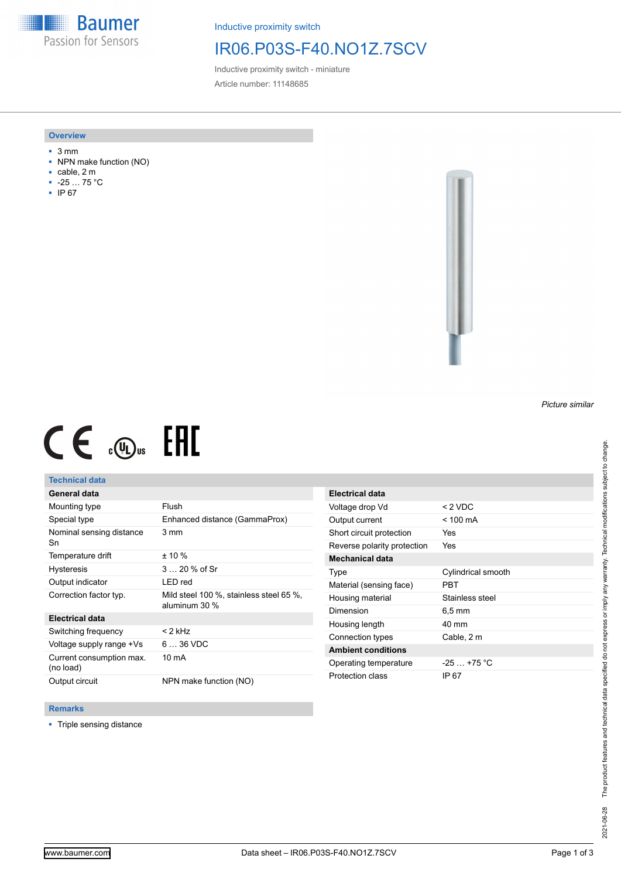Baumer
Passion for Sensors

Inductive proximity switch

# IR06.P03S-F40.NO1Z.7SCV

Inductive proximity switch - miniature

Article number: 11148685

## Overview

- 3 mm
- NPN make function (NO)
- cable, 2 m
- -25 … 75 °C
- IP 67

*Picture similar*

## Technical data

| General data | |
|---|---|
| Mounting type | Flush |
| Special type | Enhanced distance (GammaProx) |
| Nominal sensing distance Sn | 3 mm |
| Temperature drift | ± 10 % |
| Hysteresis | 3 … 20 % of Sr |
| Output indicator | LED red |
| Correction factor typ. | Mild steel 100 %, stainless steel 65 %, aluminum 30 % |
| **Electrical data** | |
| Switching frequency | < 2 kHz |
| Voltage supply range +Vs | 6 … 36 VDC |
| Current consumption max. (no load) | 10 mA |
| Output circuit | NPN make function (NO) |

| Electrical data | |
|---|---|
| Voltage drop Vd | < 2 VDC |
| Output current | < 100 mA |
| Short circuit protection | Yes |
| Reverse polarity protection | Yes |
| **Mechanical data** | |
| Type | Cylindrical smooth |
| Material (sensing face) | PBT |
| Housing material | Stainless steel |
| Dimension | 6,5 mm |
| Housing length | 40 mm |
| Connection types | Cable, 2 m |
| **Ambient conditions** | |
| Operating temperature | -25 … +75 °C |
| Protection class | IP 67 |

## Remarks

- Triple sensing distance

The product features and technical data specified do not express or imply any warranty. Technical modifications subject to change.
2021-06-28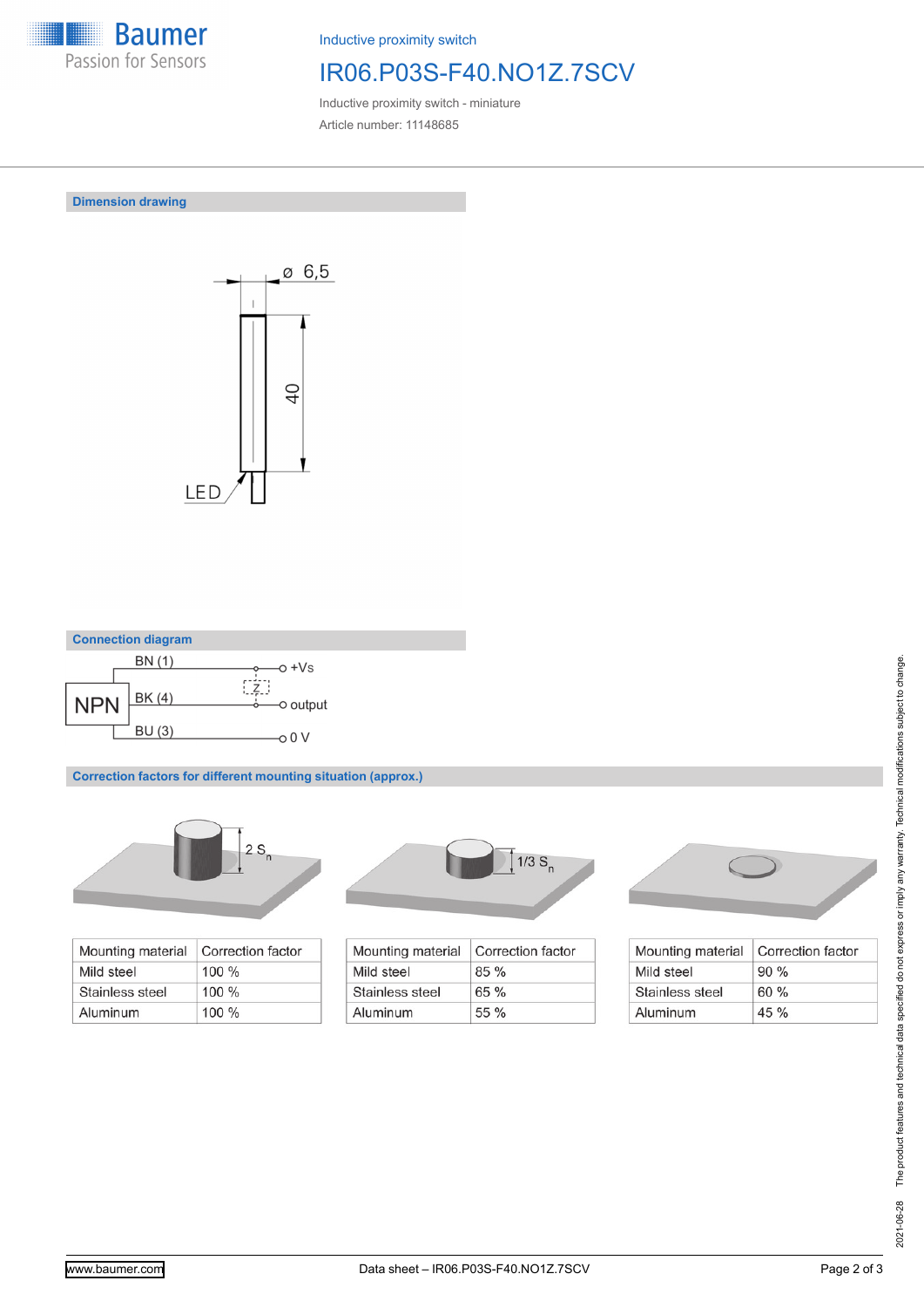Inductive proximity switch

# IR06.P03S-F40.NO1Z.7SCV

Inductive proximity switch - miniature

Article number: 11148685

## Dimension drawing

ø 6,5

40

LED

## Connection diagram

NPN

BN (1) — +Vs

BK (4) — output

BU (3) — 0 V

Z

## Correction factors for different mounting situation (approx.)

2 $S_n$

| Mounting material | Correction factor |
|---|---|
| Mild steel | 100 % |
| Stainless steel | 100 % |
| Aluminum | 100 % |

1/3 $S_n$

| Mounting material | Correction factor |
|---|---|
| Mild steel | 85 % |
| Stainless steel | 65 % |
| Aluminum | 55 % |

| Mounting material | Correction factor |
|---|---|
| Mild steel | 90 % |
| Stainless steel | 60 % |
| Aluminum | 45 % |

2021-06-28 The product features and technical data specified do not express or imply any warranty. Technical modifications subject to change.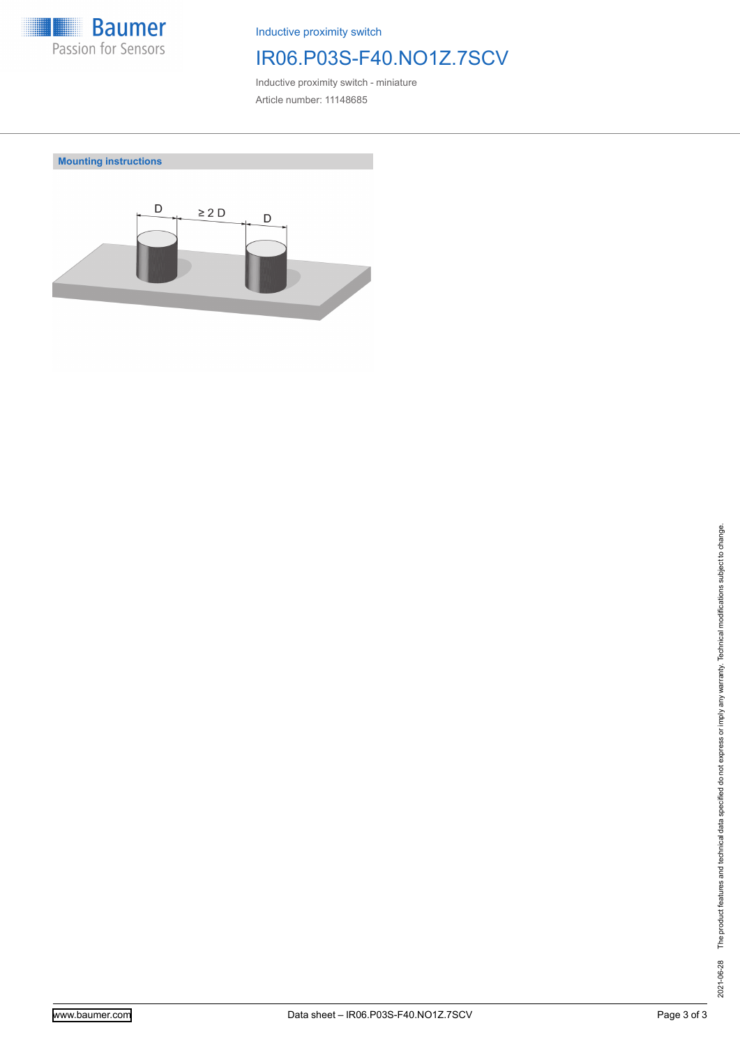Inductive proximity switch

# IR06.P03S-F40.NO1Z.7SCV

Inductive proximity switch - miniature

Article number: 11148685

## Mounting instructions

D

≥ 2 D

D